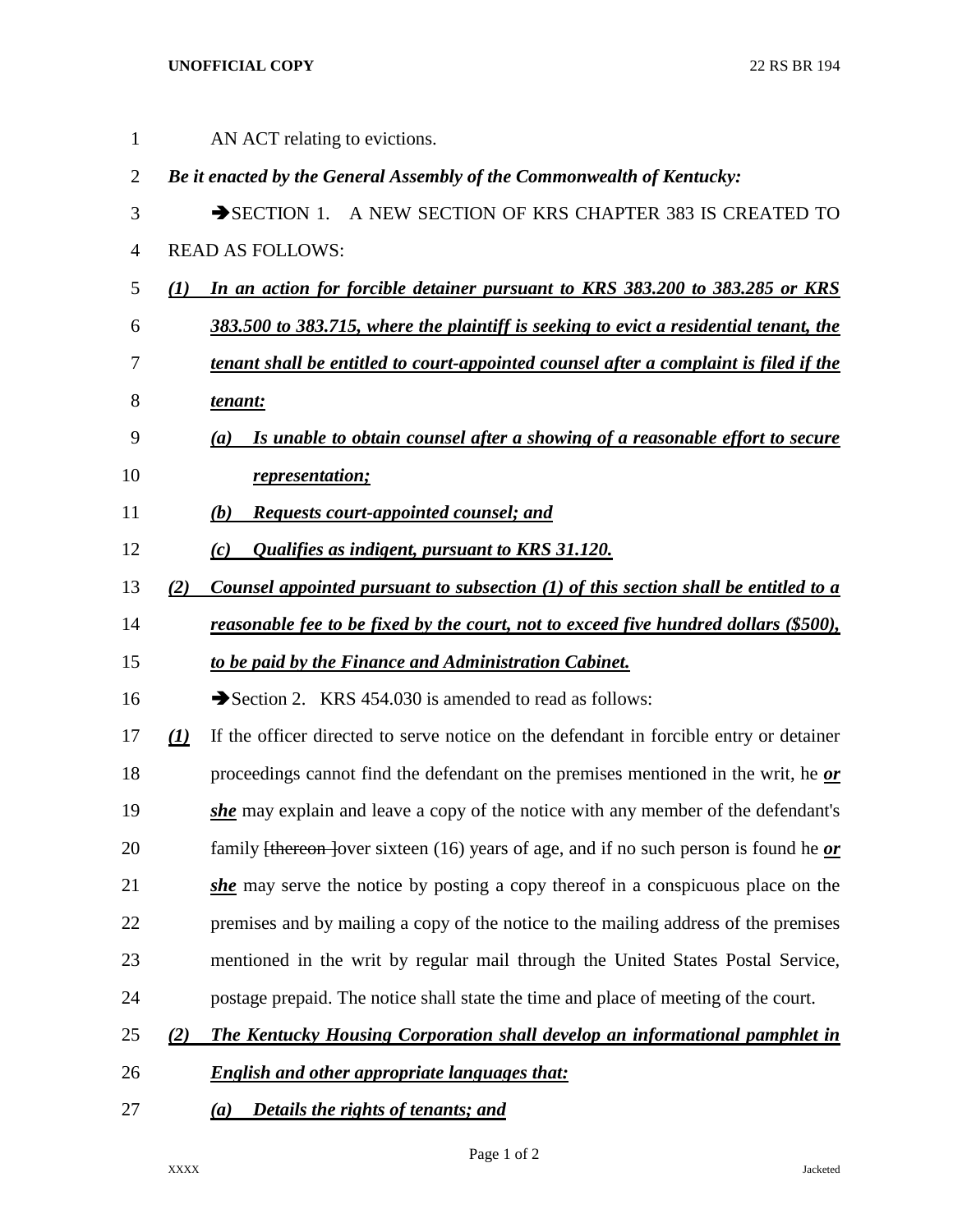AN ACT relating to evictions.

***Be it enacted by the General Assembly of the Commonwealth of Kentucky:***

➔SECTION 1. A NEW SECTION OF KRS CHAPTER 383 IS CREATED TO READ AS FOLLOWS:

***(1) In an action for forcible detainer pursuant to KRS 383.200 to 383.285 or KRS 383.500 to 383.715, where the plaintiff is seeking to evict a residential tenant, the tenant shall be entitled to court-appointed counsel after a complaint is filed if the tenant:***

***(a) Is unable to obtain counsel after a showing of a reasonable effort to secure representation;***

***(b) Requests court-appointed counsel; and***

***(c) Qualifies as indigent, pursuant to KRS 31.120.***

***(2) Counsel appointed pursuant to subsection (1) of this section shall be entitled to a reasonable fee to be fixed by the court, not to exceed five hundred dollars ($500), to be paid by the Finance and Administration Cabinet.***

➔Section 2. KRS 454.030 is amended to read as follows:

***(1)*** If the officer directed to serve notice on the defendant in forcible entry or detainer proceedings cannot find the defendant on the premises mentioned in the writ, he ***or she*** may explain and leave a copy of the notice with any member of the defendant's family ~~[thereon ]~~over sixteen (16) years of age, and if no such person is found he ***or she*** may serve the notice by posting a copy thereof in a conspicuous place on the premises and by mailing a copy of the notice to the mailing address of the premises mentioned in the writ by regular mail through the United States Postal Service, postage prepaid. The notice shall state the time and place of meeting of the court.

***(2) The Kentucky Housing Corporation shall develop an informational pamphlet in English and other appropriate languages that:***

***(a) Details the rights of tenants; and***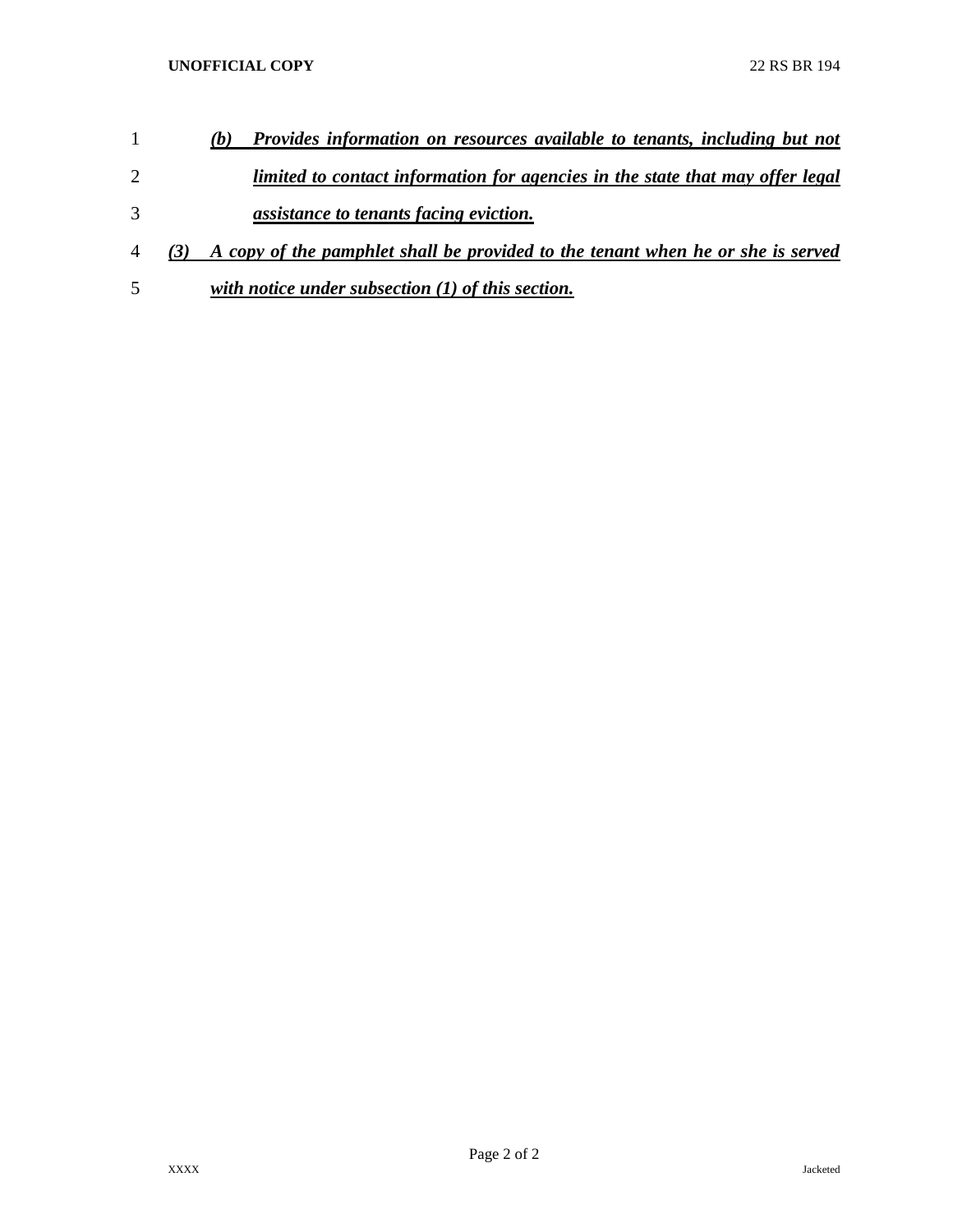*(b) Provides information on resources available to tenants, including but not limited to contact information for agencies in the state that may offer legal assistance to tenants facing eviction.*

*(3) A copy of the pamphlet shall be provided to the tenant when he or she is served with notice under subsection (1) of this section.*